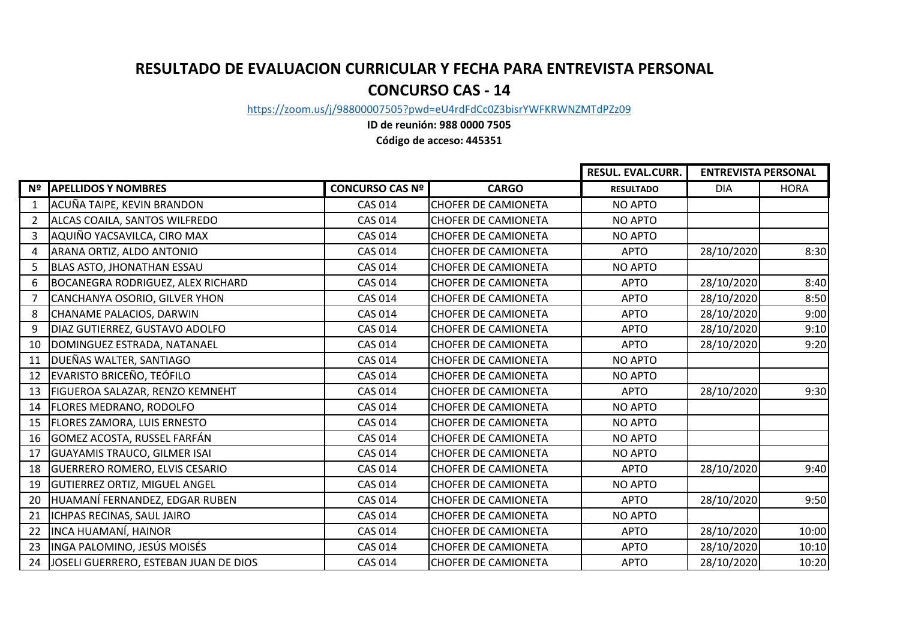# RESULTADO DE EVALUACION CURRICULAR Y FECHA PARA ENTREVISTA PERSONAL

## CONCURSO CAS - 14

https://zoom.us/j/98800007505?pwd=eU4rdFdCc0Z3bisrYWFKRWNZMTdPZz09

**ID de reunión: 988 0000 7505**

**Código de acceso: 445351**

| | | | | RESUL. EVAL.CURR. | ENTREVISTA PERSONAL | |
|---|---|---|---|---|---|---|
| **Nº** | **APELLIDOS Y NOMBRES** | **CONCURSO CAS Nº** | **CARGO** | **RESULTADO** | DIA | HORA |
| 1 | ACUÑA TAIPE, KEVIN BRANDON | CAS 014 | CHOFER DE CAMIONETA | NO APTO | | |
| 2 | ALCAS COAILA, SANTOS WILFREDO | CAS 014 | CHOFER DE CAMIONETA | NO APTO | | |
| 3 | AQUIÑO YACSAVILCA, CIRO MAX | CAS 014 | CHOFER DE CAMIONETA | NO APTO | | |
| 4 | ARANA ORTIZ, ALDO ANTONIO | CAS 014 | CHOFER DE CAMIONETA | APTO | 28/10/2020 | 8:30 |
| 5 | BLAS ASTO, JHONATHAN ESSAU | CAS 014 | CHOFER DE CAMIONETA | NO APTO | | |
| 6 | BOCANEGRA RODRIGUEZ, ALEX RICHARD | CAS 014 | CHOFER DE CAMIONETA | APTO | 28/10/2020 | 8:40 |
| 7 | CANCHANYA OSORIO, GILVER YHON | CAS 014 | CHOFER DE CAMIONETA | APTO | 28/10/2020 | 8:50 |
| 8 | CHANAME PALACIOS, DARWIN | CAS 014 | CHOFER DE CAMIONETA | APTO | 28/10/2020 | 9:00 |
| 9 | DIAZ GUTIERREZ, GUSTAVO ADOLFO | CAS 014 | CHOFER DE CAMIONETA | APTO | 28/10/2020 | 9:10 |
| 10 | DOMINGUEZ ESTRADA, NATANAEL | CAS 014 | CHOFER DE CAMIONETA | APTO | 28/10/2020 | 9:20 |
| 11 | DUEÑAS WALTER, SANTIAGO | CAS 014 | CHOFER DE CAMIONETA | NO APTO | | |
| 12 | EVARISTO BRICEÑO, TEÓFILO | CAS 014 | CHOFER DE CAMIONETA | NO APTO | | |
| 13 | FIGUEROA SALAZAR, RENZO KEMNEHT | CAS 014 | CHOFER DE CAMIONETA | APTO | 28/10/2020 | 9:30 |
| 14 | FLORES MEDRANO, RODOLFO | CAS 014 | CHOFER DE CAMIONETA | NO APTO | | |
| 15 | FLORES ZAMORA, LUIS ERNESTO | CAS 014 | CHOFER DE CAMIONETA | NO APTO | | |
| 16 | GOMEZ ACOSTA, RUSSEL FARFÁN | CAS 014 | CHOFER DE CAMIONETA | NO APTO | | |
| 17 | GUAYAMIS TRAUCO, GILMER ISAI | CAS 014 | CHOFER DE CAMIONETA | NO APTO | | |
| 18 | GUERRERO ROMERO, ELVIS CESARIO | CAS 014 | CHOFER DE CAMIONETA | APTO | 28/10/2020 | 9:40 |
| 19 | GUTIERREZ ORTIZ, MIGUEL ANGEL | CAS 014 | CHOFER DE CAMIONETA | NO APTO | | |
| 20 | HUAMANÍ FERNANDEZ, EDGAR RUBEN | CAS 014 | CHOFER DE CAMIONETA | APTO | 28/10/2020 | 9:50 |
| 21 | ICHPAS RECINAS, SAUL JAIRO | CAS 014 | CHOFER DE CAMIONETA | NO APTO | | |
| 22 | INCA HUAMANÍ, HAINOR | CAS 014 | CHOFER DE CAMIONETA | APTO | 28/10/2020 | 10:00 |
| 23 | INGA PALOMINO, JESÚS MOISÉS | CAS 014 | CHOFER DE CAMIONETA | APTO | 28/10/2020 | 10:10 |
| 24 | JOSELI GUERRERO, ESTEBAN JUAN DE DIOS | CAS 014 | CHOFER DE CAMIONETA | APTO | 28/10/2020 | 10:20 |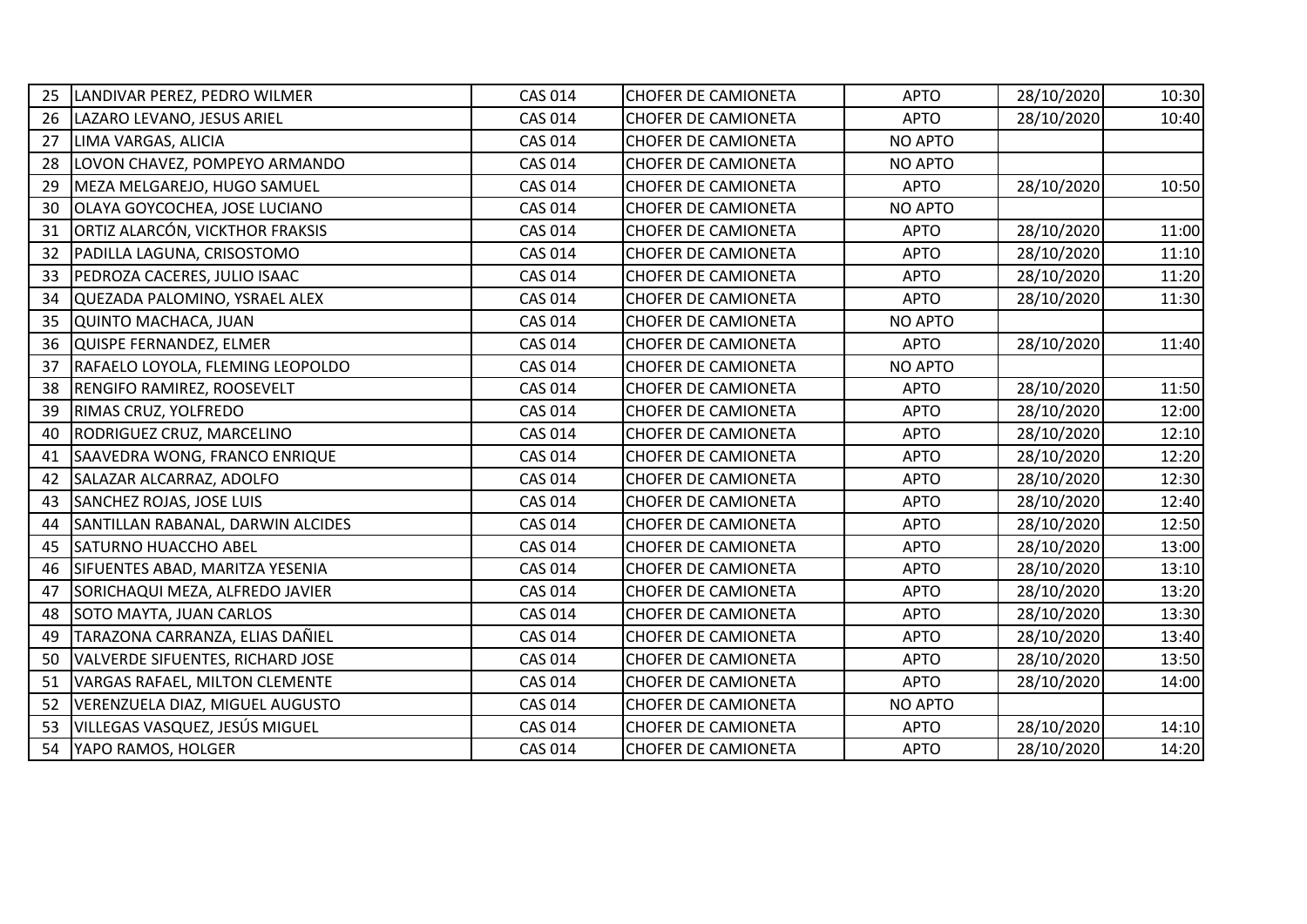| | | | | | | |
|---|---|---|---|---|---|---|
| 25 | LANDIVAR PEREZ, PEDRO WILMER | CAS 014 | CHOFER DE CAMIONETA | APTO | 28/10/2020 | 10:30 |
| 26 | LAZARO LEVANO, JESUS ARIEL | CAS 014 | CHOFER DE CAMIONETA | APTO | 28/10/2020 | 10:40 |
| 27 | LIMA VARGAS, ALICIA | CAS 014 | CHOFER DE CAMIONETA | NO APTO | | |
| 28 | LOVON CHAVEZ, POMPEYO ARMANDO | CAS 014 | CHOFER DE CAMIONETA | NO APTO | | |
| 29 | MEZA MELGAREJO, HUGO SAMUEL | CAS 014 | CHOFER DE CAMIONETA | APTO | 28/10/2020 | 10:50 |
| 30 | OLAYA GOYCOCHEA, JOSE LUCIANO | CAS 014 | CHOFER DE CAMIONETA | NO APTO | | |
| 31 | ORTIZ ALARCÓN, VICKTHOR FRAKSIS | CAS 014 | CHOFER DE CAMIONETA | APTO | 28/10/2020 | 11:00 |
| 32 | PADILLA LAGUNA, CRISOSTOMO | CAS 014 | CHOFER DE CAMIONETA | APTO | 28/10/2020 | 11:10 |
| 33 | PEDROZA CACERES, JULIO ISAAC | CAS 014 | CHOFER DE CAMIONETA | APTO | 28/10/2020 | 11:20 |
| 34 | QUEZADA PALOMINO, YSRAEL ALEX | CAS 014 | CHOFER DE CAMIONETA | APTO | 28/10/2020 | 11:30 |
| 35 | QUINTO MACHACA, JUAN | CAS 014 | CHOFER DE CAMIONETA | NO APTO | | |
| 36 | QUISPE FERNANDEZ, ELMER | CAS 014 | CHOFER DE CAMIONETA | APTO | 28/10/2020 | 11:40 |
| 37 | RAFAELO LOYOLA, FLEMING LEOPOLDO | CAS 014 | CHOFER DE CAMIONETA | NO APTO | | |
| 38 | RENGIFO RAMIREZ, ROOSEVELT | CAS 014 | CHOFER DE CAMIONETA | APTO | 28/10/2020 | 11:50 |
| 39 | RIMAS CRUZ, YOLFREDO | CAS 014 | CHOFER DE CAMIONETA | APTO | 28/10/2020 | 12:00 |
| 40 | RODRIGUEZ CRUZ, MARCELINO | CAS 014 | CHOFER DE CAMIONETA | APTO | 28/10/2020 | 12:10 |
| 41 | SAAVEDRA WONG, FRANCO ENRIQUE | CAS 014 | CHOFER DE CAMIONETA | APTO | 28/10/2020 | 12:20 |
| 42 | SALAZAR ALCARRAZ, ADOLFO | CAS 014 | CHOFER DE CAMIONETA | APTO | 28/10/2020 | 12:30 |
| 43 | SANCHEZ ROJAS, JOSE LUIS | CAS 014 | CHOFER DE CAMIONETA | APTO | 28/10/2020 | 12:40 |
| 44 | SANTILLAN RABANAL, DARWIN ALCIDES | CAS 014 | CHOFER DE CAMIONETA | APTO | 28/10/2020 | 12:50 |
| 45 | SATURNO HUACCHO ABEL | CAS 014 | CHOFER DE CAMIONETA | APTO | 28/10/2020 | 13:00 |
| 46 | SIFUENTES ABAD, MARITZA YESENIA | CAS 014 | CHOFER DE CAMIONETA | APTO | 28/10/2020 | 13:10 |
| 47 | SORICHAQUI MEZA, ALFREDO JAVIER | CAS 014 | CHOFER DE CAMIONETA | APTO | 28/10/2020 | 13:20 |
| 48 | SOTO MAYTA, JUAN CARLOS | CAS 014 | CHOFER DE CAMIONETA | APTO | 28/10/2020 | 13:30 |
| 49 | TARAZONA CARRANZA, ELIAS DAÑIEL | CAS 014 | CHOFER DE CAMIONETA | APTO | 28/10/2020 | 13:40 |
| 50 | VALVERDE SIFUENTES, RICHARD JOSE | CAS 014 | CHOFER DE CAMIONETA | APTO | 28/10/2020 | 13:50 |
| 51 | VARGAS RAFAEL, MILTON CLEMENTE | CAS 014 | CHOFER DE CAMIONETA | APTO | 28/10/2020 | 14:00 |
| 52 | VERENZUELA DIAZ, MIGUEL AUGUSTO | CAS 014 | CHOFER DE CAMIONETA | NO APTO | | |
| 53 | VILLEGAS VASQUEZ, JESÚS MIGUEL | CAS 014 | CHOFER DE CAMIONETA | APTO | 28/10/2020 | 14:10 |
| 54 | YAPO RAMOS, HOLGER | CAS 014 | CHOFER DE CAMIONETA | APTO | 28/10/2020 | 14:20 |